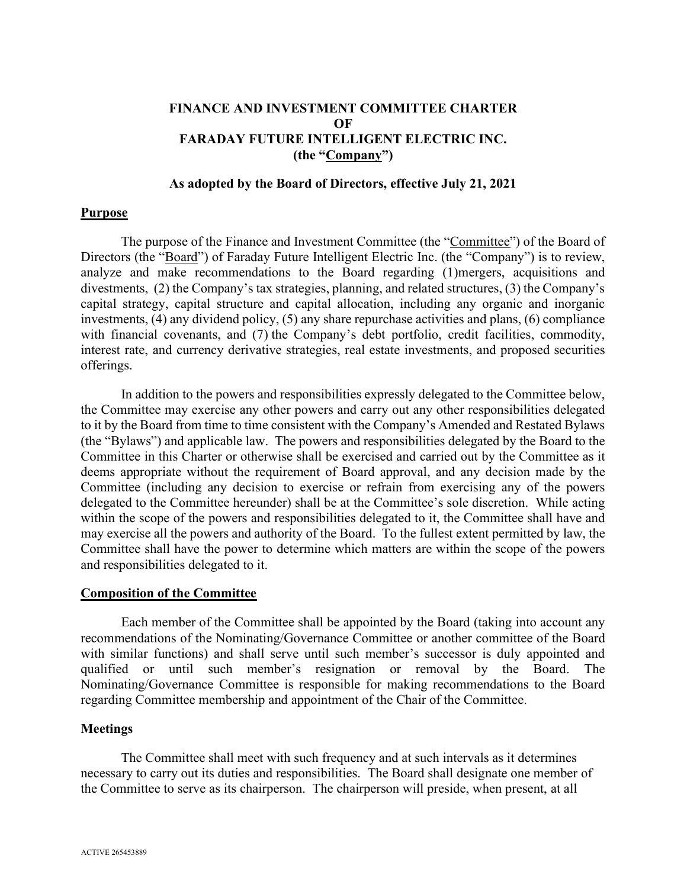# FINANCE AND INVESTMENT COMMITTEE CHARTER OF FARADAY FUTURE INTELLIGENT ELECTRIC INC. (the "Company")

**As adopted by the Board of Directors, effective July 21, 2021**

## Purpose

The purpose of the Finance and Investment Committee (the "Committee") of the Board of Directors (the "Board") of Faraday Future Intelligent Electric Inc. (the "Company") is to review, analyze and make recommendations to the Board regarding (1)mergers, acquisitions and divestments, (2) the Company's tax strategies, planning, and related structures, (3) the Company's capital strategy, capital structure and capital allocation, including any organic and inorganic investments, (4) any dividend policy, (5) any share repurchase activities and plans, (6) compliance with financial covenants, and (7) the Company's debt portfolio, credit facilities, commodity, interest rate, and currency derivative strategies, real estate investments, and proposed securities offerings.

In addition to the powers and responsibilities expressly delegated to the Committee below, the Committee may exercise any other powers and carry out any other responsibilities delegated to it by the Board from time to time consistent with the Company's Amended and Restated Bylaws (the "Bylaws") and applicable law. The powers and responsibilities delegated by the Board to the Committee in this Charter or otherwise shall be exercised and carried out by the Committee as it deems appropriate without the requirement of Board approval, and any decision made by the Committee (including any decision to exercise or refrain from exercising any of the powers delegated to the Committee hereunder) shall be at the Committee's sole discretion. While acting within the scope of the powers and responsibilities delegated to it, the Committee shall have and may exercise all the powers and authority of the Board. To the fullest extent permitted by law, the Committee shall have the power to determine which matters are within the scope of the powers and responsibilities delegated to it.

## Composition of the Committee

Each member of the Committee shall be appointed by the Board (taking into account any recommendations of the Nominating/Governance Committee or another committee of the Board with similar functions) and shall serve until such member's successor is duly appointed and qualified or until such member's resignation or removal by the Board. The Nominating/Governance Committee is responsible for making recommendations to the Board regarding Committee membership and appointment of the Chair of the Committee.

## Meetings

The Committee shall meet with such frequency and at such intervals as it determines necessary to carry out its duties and responsibilities. The Board shall designate one member of the Committee to serve as its chairperson. The chairperson will preside, when present, at all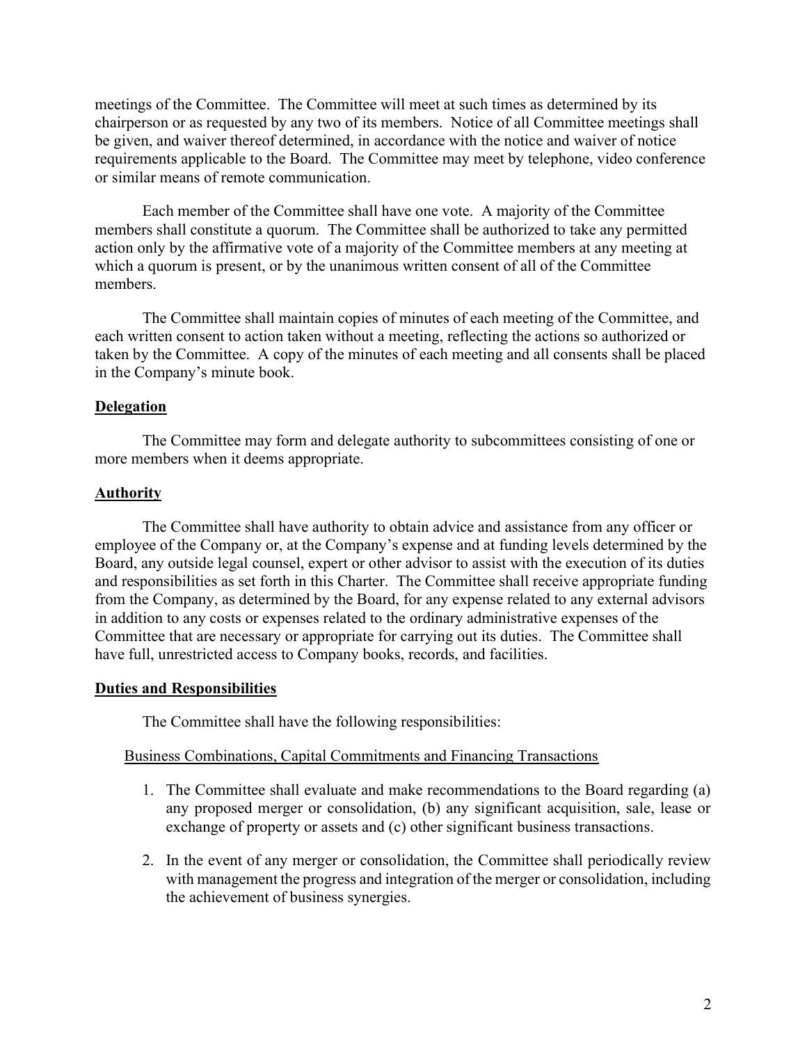meetings of the Committee. The Committee will meet at such times as determined by its chairperson or as requested by any two of its members. Notice of all Committee meetings shall be given, and waiver thereof determined, in accordance with the notice and waiver of notice requirements applicable to the Board. The Committee may meet by telephone, video conference or similar means of remote communication.

Each member of the Committee shall have one vote. A majority of the Committee members shall constitute a quorum. The Committee shall be authorized to take any permitted action only by the affirmative vote of a majority of the Committee members at any meeting at which a quorum is present, or by the unanimous written consent of all of the Committee members.

The Committee shall maintain copies of minutes of each meeting of the Committee, and each written consent to action taken without a meeting, reflecting the actions so authorized or taken by the Committee. A copy of the minutes of each meeting and all consents shall be placed in the Company's minute book.

**Delegation**

The Committee may form and delegate authority to subcommittees consisting of one or more members when it deems appropriate.

**Authority**

The Committee shall have authority to obtain advice and assistance from any officer or employee of the Company or, at the Company's expense and at funding levels determined by the Board, any outside legal counsel, expert or other advisor to assist with the execution of its duties and responsibilities as set forth in this Charter. The Committee shall receive appropriate funding from the Company, as determined by the Board, for any expense related to any external advisors in addition to any costs or expenses related to the ordinary administrative expenses of the Committee that are necessary or appropriate for carrying out its duties. The Committee shall have full, unrestricted access to Company books, records, and facilities.

**Duties and Responsibilities**

The Committee shall have the following responsibilities:

Business Combinations, Capital Commitments and Financing Transactions

1. The Committee shall evaluate and make recommendations to the Board regarding (a) any proposed merger or consolidation, (b) any significant acquisition, sale, lease or exchange of property or assets and (c) other significant business transactions.
2. In the event of any merger or consolidation, the Committee shall periodically review with management the progress and integration of the merger or consolidation, including the achievement of business synergies.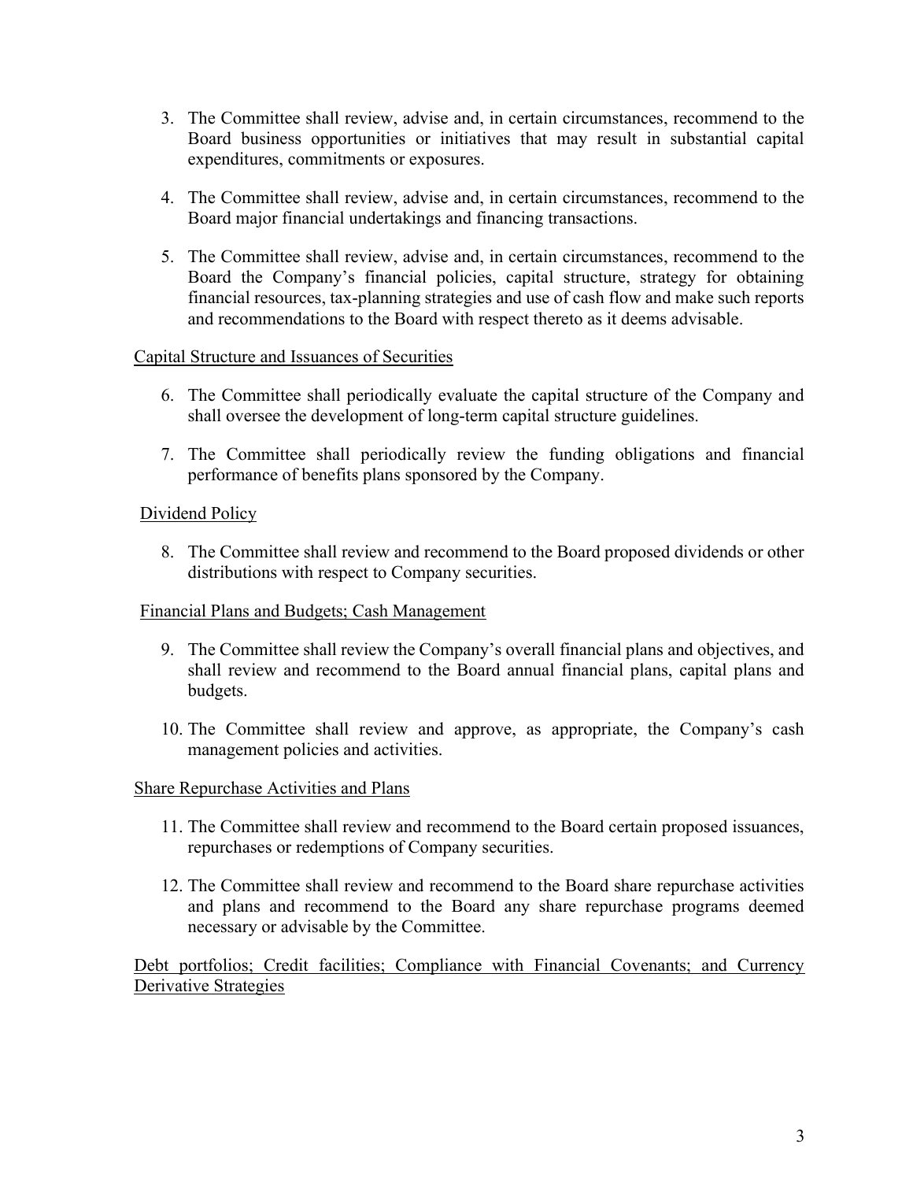3. The Committee shall review, advise and, in certain circumstances, recommend to the Board business opportunities or initiatives that may result in substantial capital expenditures, commitments or exposures.

4. The Committee shall review, advise and, in certain circumstances, recommend to the Board major financial undertakings and financing transactions.

5. The Committee shall review, advise and, in certain circumstances, recommend to the Board the Company's financial policies, capital structure, strategy for obtaining financial resources, tax-planning strategies and use of cash flow and make such reports and recommendations to the Board with respect thereto as it deems advisable.

<u>Capital Structure and Issuances of Securities</u>

6. The Committee shall periodically evaluate the capital structure of the Company and shall oversee the development of long-term capital structure guidelines.

7. The Committee shall periodically review the funding obligations and financial performance of benefits plans sponsored by the Company.

<u>Dividend Policy</u>

8. The Committee shall review and recommend to the Board proposed dividends or other distributions with respect to Company securities.

<u>Financial Plans and Budgets; Cash Management</u>

9. The Committee shall review the Company's overall financial plans and objectives, and shall review and recommend to the Board annual financial plans, capital plans and budgets.

10. The Committee shall review and approve, as appropriate, the Company's cash management policies and activities.

<u>Share Repurchase Activities and Plans</u>

11. The Committee shall review and recommend to the Board certain proposed issuances, repurchases or redemptions of Company securities.

12. The Committee shall review and recommend to the Board share repurchase activities and plans and recommend to the Board any share repurchase programs deemed necessary or advisable by the Committee.

<u>Debt portfolios; Credit facilities; Compliance with Financial Covenants; and Currency Derivative Strategies</u>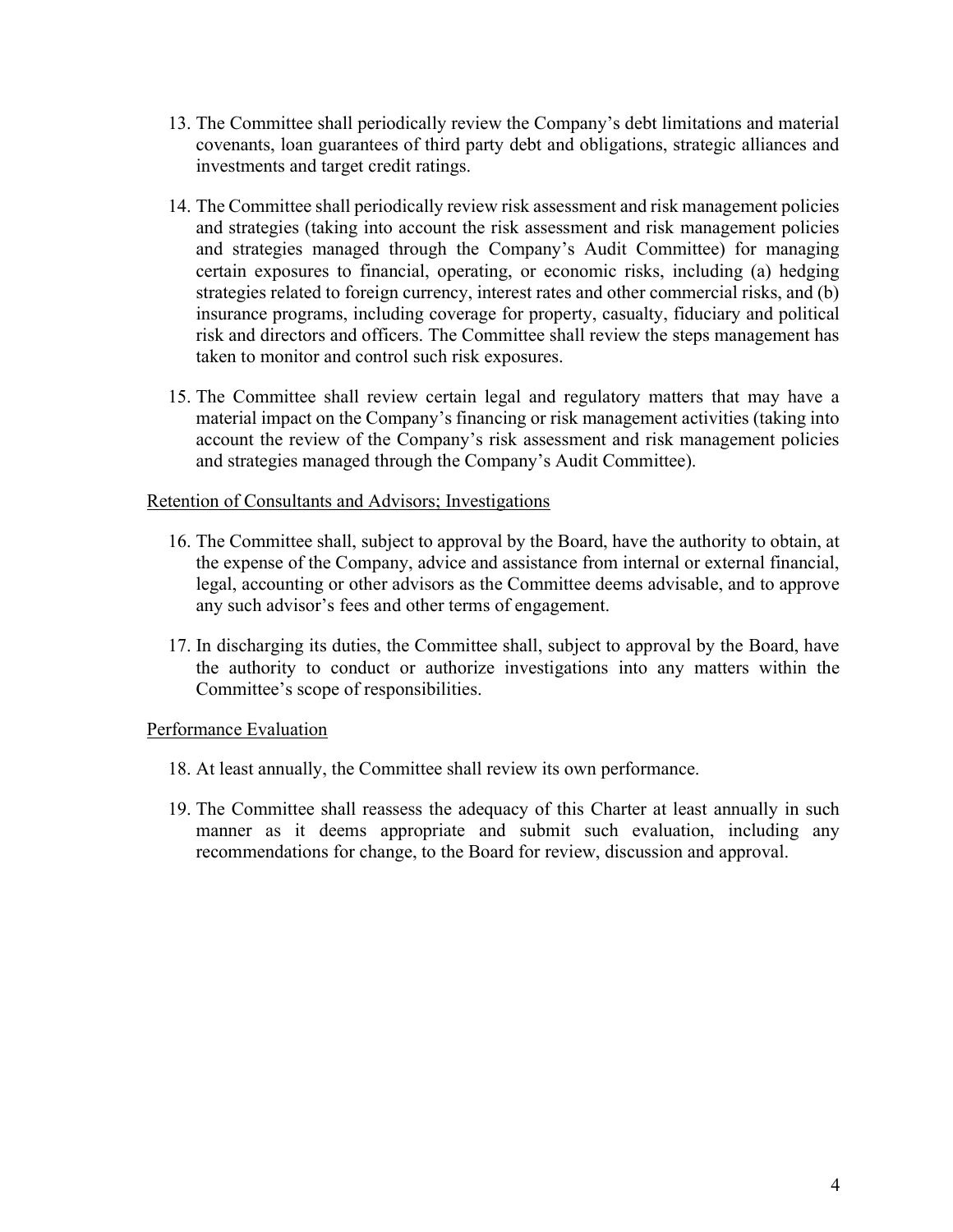13. The Committee shall periodically review the Company's debt limitations and material covenants, loan guarantees of third party debt and obligations, strategic alliances and investments and target credit ratings.

14. The Committee shall periodically review risk assessment and risk management policies and strategies (taking into account the risk assessment and risk management policies and strategies managed through the Company's Audit Committee) for managing certain exposures to financial, operating, or economic risks, including (a) hedging strategies related to foreign currency, interest rates and other commercial risks, and (b) insurance programs, including coverage for property, casualty, fiduciary and political risk and directors and officers. The Committee shall review the steps management has taken to monitor and control such risk exposures.

15. The Committee shall review certain legal and regulatory matters that may have a material impact on the Company's financing or risk management activities (taking into account the review of the Company's risk assessment and risk management policies and strategies managed through the Company's Audit Committee).

<u>Retention of Consultants and Advisors; Investigations</u>

16. The Committee shall, subject to approval by the Board, have the authority to obtain, at the expense of the Company, advice and assistance from internal or external financial, legal, accounting or other advisors as the Committee deems advisable, and to approve any such advisor's fees and other terms of engagement.

17. In discharging its duties, the Committee shall, subject to approval by the Board, have the authority to conduct or authorize investigations into any matters within the Committee's scope of responsibilities.

<u>Performance Evaluation</u>

18. At least annually, the Committee shall review its own performance.

19. The Committee shall reassess the adequacy of this Charter at least annually in such manner as it deems appropriate and submit such evaluation, including any recommendations for change, to the Board for review, discussion and approval.